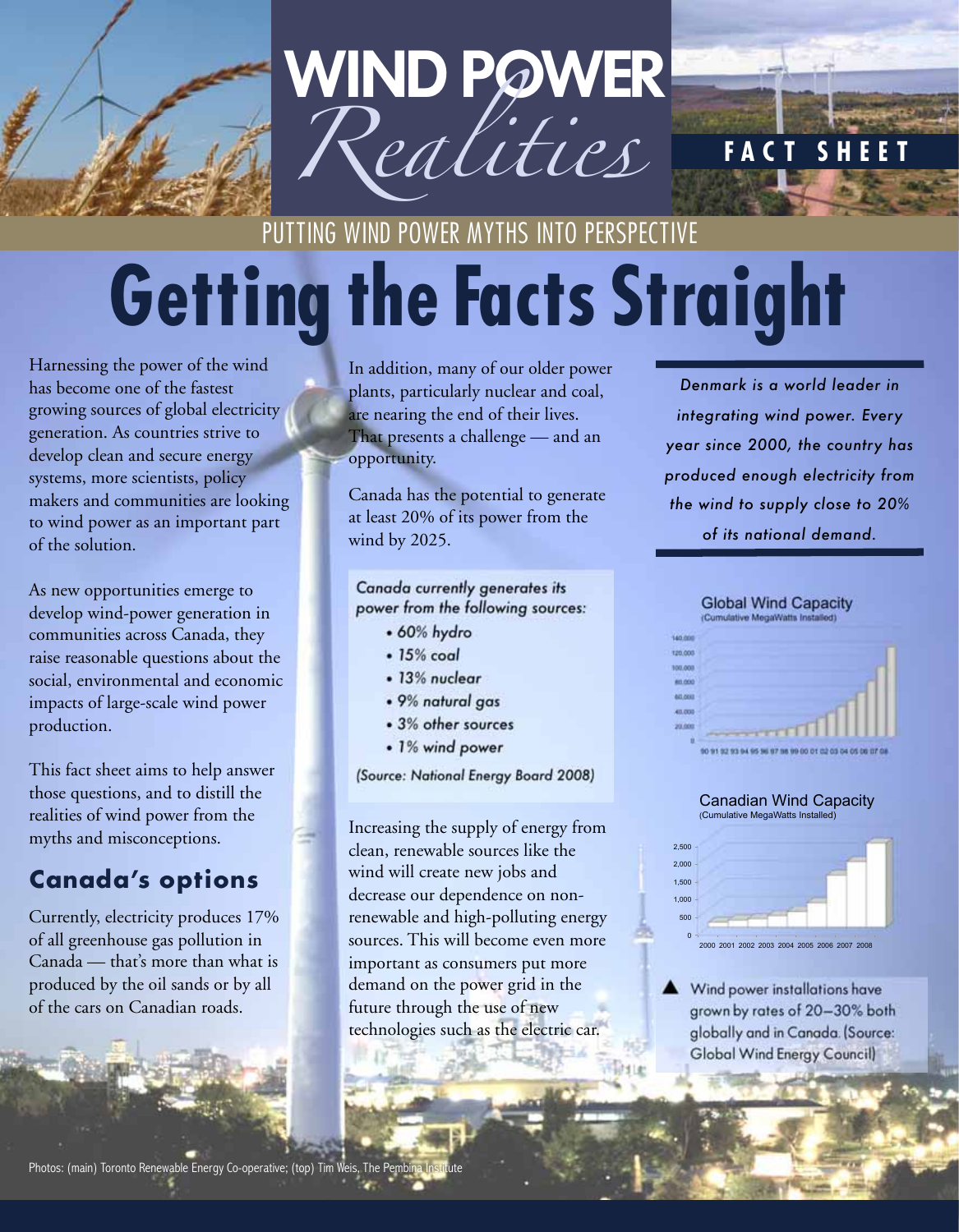# WIND POWER *Realities*

**FACT SHEET**

PUTTING WIND POWER MYTHS INTO PERSPECTIVE

# Getting the Facts Straight

Harnessing the power of the wind has become one of the fastest growing sources of global electricity generation. As countries strive to develop clean and secure energy systems, more scientists, policy makers and communities are looking to wind power as an important part of the solution.

As new opportunities emerge to develop wind-power generation in communities across Canada, they raise reasonable questions about the social, environmental and economic impacts of large-scale wind power production.

This fact sheet aims to help answer those questions, and to distill the realities of wind power from the myths and misconceptions.

## Canada's options

Currently, electricity produces 17% of all greenhouse gas pollution in Canada — that's more than what is produced by the oil sands or by all of the cars on Canadian roads.

In addition, many of our older power plants, particularly nuclear and coal, are nearing the end of their lives. That presents a challenge — and an opportunity.

Canada has the potential to generate at least 20% of its power from the wind by 2025.

*Canada currently generates its power from the following sources:*

- *60% hydro*
- *15% coal*
- *13% nuclear*
- *9% natural gas*
- *3% other sources*
- *1% wind power*

*(Source: National Energy Board 2008)*

Increasing the supply of energy from clean, renewable sources like the wind will create new jobs and decrease our dependence on non-renewable and high-polluting energy sources. This will become even more important as consumers put more demand on the power grid in the future through the use of new technologies such as the electric car.

*Denmark is a world leader in integrating wind power. Every year since 2000, the country has produced enough electricity from the wind to supply close to 20% of its national demand.*

Global Wind Capacity
(Cumulative MegaWatts Installed)

Canadian Wind Capacity
(Cumulative MegaWatts Installed)

▲ Wind power installations have grown by rates of 20–30% both globally and in Canada. (Source: Global Wind Energy Council)

Photos: (main) Toronto Renewable Energy Co-operative; (top) Tim Weis, The Pembina Institute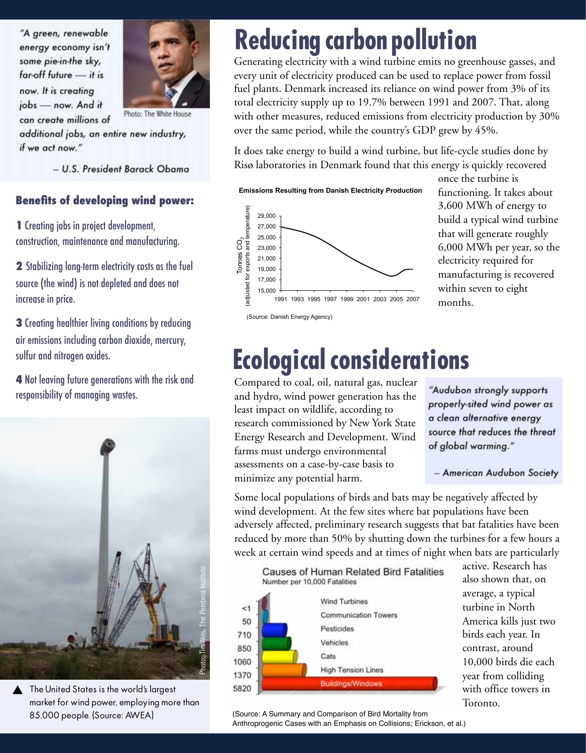"A green, renewable energy economy isn't some pie-in-the sky, far-off future — it is now. It is creating jobs — now. And it can create millions of additional jobs, an entire new industry, if we act now."

— U.S. President Barack Obama

Photo: The White House

**Benefits of developing wind power:**

**1** Creating jobs in project development, construction, maintenance and manufacturing.

**2** Stabilizing long-term electricity costs as the fuel source (the wind) is not depleted and does not increase in price.

**3** Creating healthier living conditions by reducing air emissions including carbon dioxide, mercury, sulfur and nitrogen oxides.

**4** Not leaving future generations with the risk and responsibility of managing wastes.

Photo: Tim Weis, The Pembina Institute

The United States is the world's largest market for wind power, employing more than 85,000 people. (Source: AWEA)

# Reducing carbon pollution

Generating electricity with a wind turbine emits no greenhouse gasses, and every unit of electricity produced can be used to replace power from fossil fuel plants. Denmark increased its reliance on wind power from 3% of its total electricity supply up to 19.7% between 1991 and 2007. That, along with other measures, reduced emissions from electricity production by 30% over the same period, while the country's GDP grew by 45%.

It does take energy to build a wind turbine, but life-cycle studies done by Risø laboratories in Denmark found that this energy is quickly recovered once the turbine is functioning. It takes about 3,600 MWh of energy to build a typical wind turbine that will generate roughly 6,000 MWh per year, so the electricity required for manufacturing is recovered within seven to eight months.

**Emissions Resulting from Danish Electricity Production**

(Source: Danish Energy Agency)

# Ecological considerations

Compared to coal, oil, natural gas, nuclear and hydro, wind power generation has the least impact on wildlife, according to research commissioned by New York State Energy Research and Development. Wind farms must undergo environmental assessments on a case-by-case basis to minimize any potential harm.

*"Audubon strongly supports properly-sited wind power as a clean alternative energy source that reduces the threat of global warming."*

*— American Audubon Society*

Some local populations of birds and bats may be negatively affected by wind development. At the few sites where bat populations have been adversely affected, preliminary research suggests that bat fatalities have been reduced by more than 50% by shutting down the turbines for a few hours a week at certain wind speeds and at times of night when bats are particularly active. Research has also shown that, on average, a typical turbine in North America kills just two birds each year. In contrast, around 10,000 birds die each year from colliding with office towers in Toronto.

**Causes of Human Related Bird Fatalities**
Number per 10,000 Fatalities

| Cause | Number per 10,000 Fatalities |
| --- | --- |
| Wind Turbines | <1 |
| Communication Towers | 50 |
| Pesticides | 710 |
| Vehicles | 850 |
| Cats | 1060 |
| High Tension Lines | 1370 |
| Buildings/Windows | 5820 |

(Source: A Summary and Comparison of Bird Mortality from Anthroprogenic Cases with an Emphasis on Collisions; Erickson, et al.)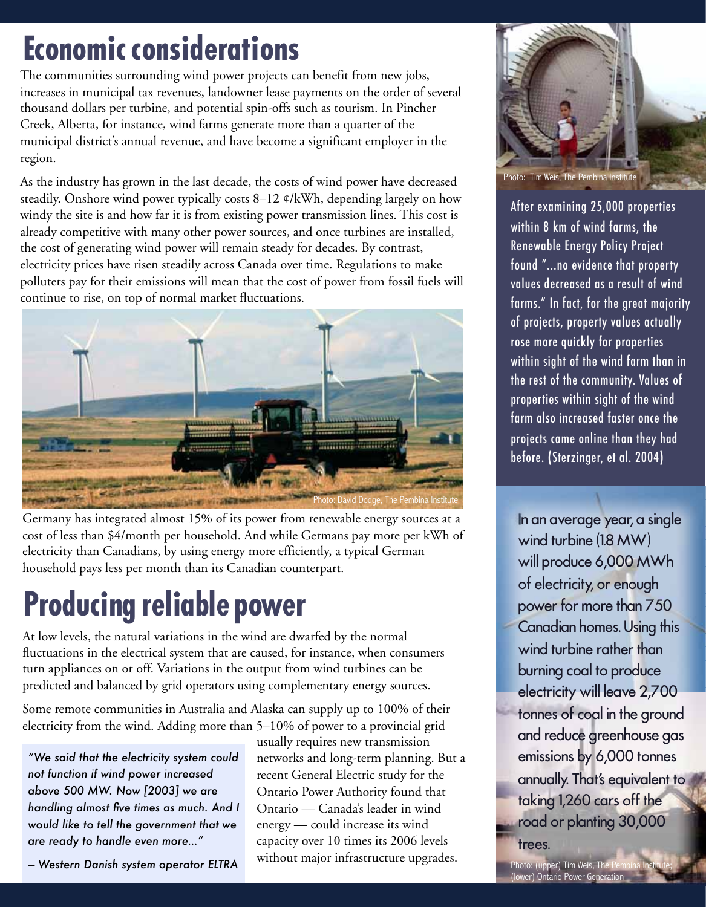# Economic considerations

The communities surrounding wind power projects can benefit from new jobs, increases in municipal tax revenues, landowner lease payments on the order of several thousand dollars per turbine, and potential spin-offs such as tourism. In Pincher Creek, Alberta, for instance, wind farms generate more than a quarter of the municipal district's annual revenue, and have become a significant employer in the region.

As the industry has grown in the last decade, the costs of wind power have decreased steadily. Onshore wind power typically costs 8–12 ¢/kWh, depending largely on how windy the site is and how far it is from existing power transmission lines. This cost is already competitive with many other power sources, and once turbines are installed, the cost of generating wind power will remain steady for decades. By contrast, electricity prices have risen steadily across Canada over time. Regulations to make polluters pay for their emissions will mean that the cost of power from fossil fuels will continue to rise, on top of normal market fluctuations.

Photo: David Dodge, The Pembina Institute

Germany has integrated almost 15% of its power from renewable energy sources at a cost of less than $4/month per household. And while Germans pay more per kWh of electricity than Canadians, by using energy more efficiently, a typical German household pays less per month than its Canadian counterpart.

# Producing reliable power

At low levels, the natural variations in the wind are dwarfed by the normal fluctuations in the electrical system that are caused, for instance, when consumers turn appliances on or off. Variations in the output from wind turbines can be predicted and balanced by grid operators using complementary energy sources.

Some remote communities in Australia and Alaska can supply up to 100% of their electricity from the wind. Adding more than 5–10% of power to a provincial grid usually requires new transmission networks and long-term planning. But a recent General Electric study for the Ontario Power Authority found that Ontario — Canada's leader in wind energy — could increase its wind capacity over 10 times its 2006 levels without major infrastructure upgrades.

*"We said that the electricity system could not function if wind power increased above 500 MW. Now [2003] we are handling almost five times as much. And I would like to tell the government that we are ready to handle even more..."*

*– Western Danish system operator ELTRA*

Photo: Tim Weis, The Pembina Institute

After examining 25,000 properties within 8 km of wind farms, the Renewable Energy Policy Project found "...no evidence that property values decreased as a result of wind farms." In fact, for the great majority of projects, property values actually rose more quickly for properties within sight of the wind farm than in the rest of the community. Values of properties within sight of the wind farm also increased faster once the projects came online than they had before. (Sterzinger, et al. 2004)

In an average year, a single wind turbine (1.8 MW) will produce 6,000 MWh of electricity, or enough power for more than 750 Canadian homes. Using this wind turbine rather than burning coal to produce electricity will leave 2,700 tonnes of coal in the ground and reduce greenhouse gas emissions by 6,000 tonnes annually. That's equivalent to taking 1,260 cars off the road or planting 30,000 trees.

Photo: (upper) Tim Weis, The Pembina Institute; (lower) Ontario Power Generation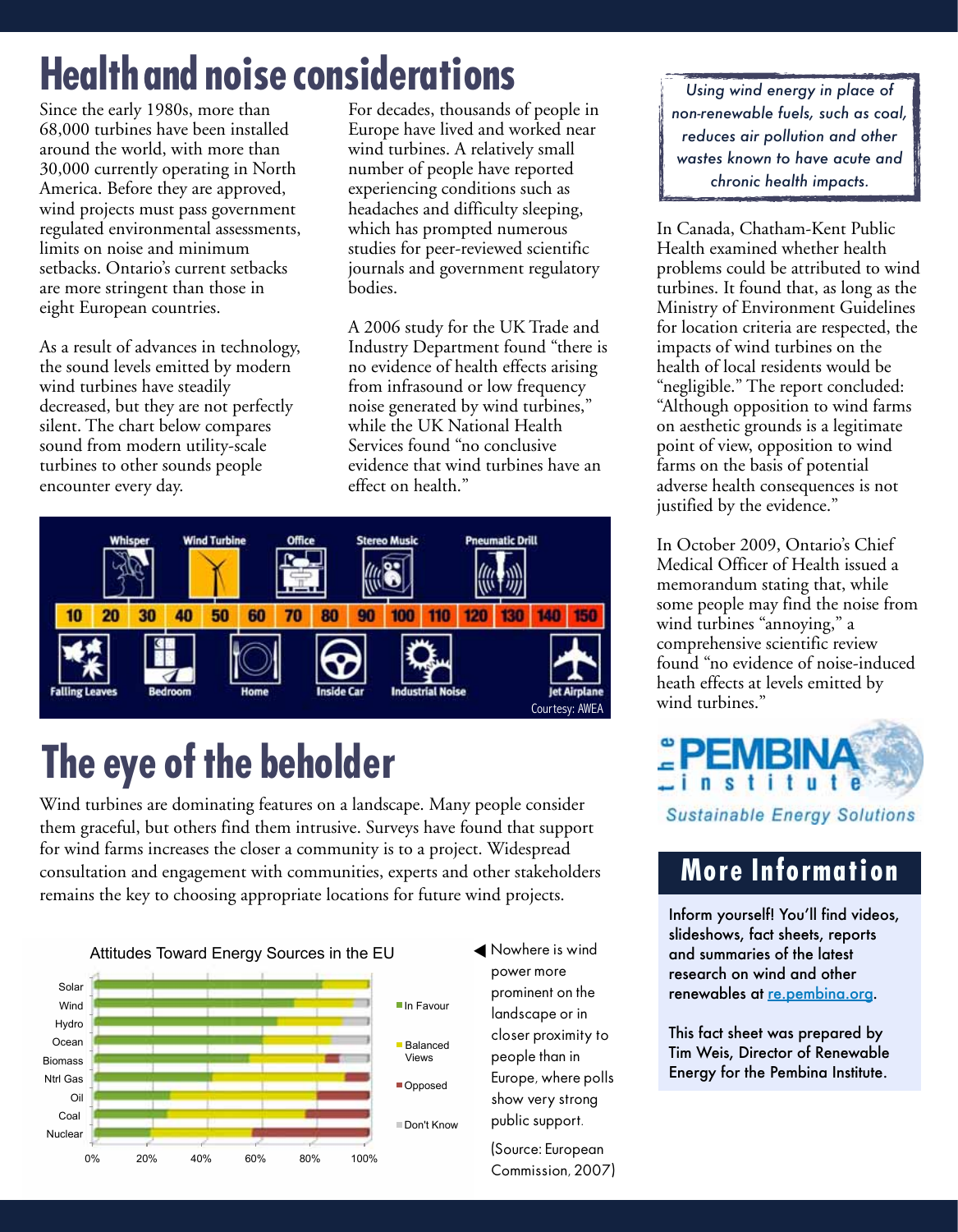# Health and noise considerations

Since the early 1980s, more than 68,000 turbines have been installed around the world, with more than 30,000 currently operating in North America. Before they are approved, wind projects must pass government regulated environmental assessments, limits on noise and minimum setbacks. Ontario's current setbacks are more stringent than those in eight European countries.

As a result of advances in technology, the sound levels emitted by modern wind turbines have steadily decreased, but they are not perfectly silent. The chart below compares sound from modern utility-scale turbines to other sounds people encounter every day.

For decades, thousands of people in Europe have lived and worked near wind turbines. A relatively small number of people have reported experiencing conditions such as headaches and difficulty sleeping, which has prompted numerous studies for peer-reviewed scientific journals and government regulatory bodies.

A 2006 study for the UK Trade and Industry Department found "there is no evidence of health effects arising from infrasound or low frequency noise generated by wind turbines," while the UK National Health Services found "no conclusive evidence that wind turbines have an effect on health."

Whisper
Wind Turbine
Office
Stereo Music
Pneumatic Drill
10 20 30 40 50 60 70 80 90 100 110 120 130 140 150
Falling Leaves
Bedroom
Home
Inside Car
Industrial Noise
Jet Airplane
Courtesy: AWEA

*Using wind energy in place of non-renewable fuels, such as coal, reduces air pollution and other wastes known to have acute and chronic impacts.*

In Canada, Chatham-Kent Public Health examined whether health problems could be attributed to wind turbines. It found that, as long as the Ministry of Environment Guidelines for location criteria are respected, the impacts of wind turbines on the health of local residents would be "negligible." The report concluded: "Although opposition to wind farms on aesthetic grounds is a legitimate point of view, opposition to wind farms on the basis of potential adverse health consequences is not justified by the evidence."

In October 2009, Ontario's Chief Medical Officer of Health issued a memorandum stating that, while some people may find the noise from wind turbines "annoying," a comprehensive scientific review found "no evidence of noise-induced heath effects at levels emitted by wind turbines."

# The eye of the beholder

Wind turbines are dominating features on a landscape. Many people consider them graceful, but others find them intrusive. Surveys have found that support for wind farms increases the closer a community is to a project. Widespread consultation and engagement with communities, experts and other stakeholders remains the key to choosing appropriate locations for future wind projects.

Attitudes Toward Energy Sources in the EU

Solar
Wind
Hydro
Ocean
Biomass
Ntrl Gas
Oil
Coal
Nuclear

0% 20% 40% 60% 80% 100%

In Favour
Balanced Views
Opposed
Don't Know

◀ Nowhere is wind power more prominent on the landscape or in closer proximity to people than in Europe, where polls show very strong public support.

(Source: European Commission, 2007)

the PEMBINA institute
Sustainable Energy Solutions

## More Information

Inform yourself! You'll find videos, slideshows, fact sheets, reports and summaries of the latest research on wind and other renewables at re.pembina.org.

This fact sheet was prepared by Tim Weis, Director of Renewable Energy for the Pembina Institute.